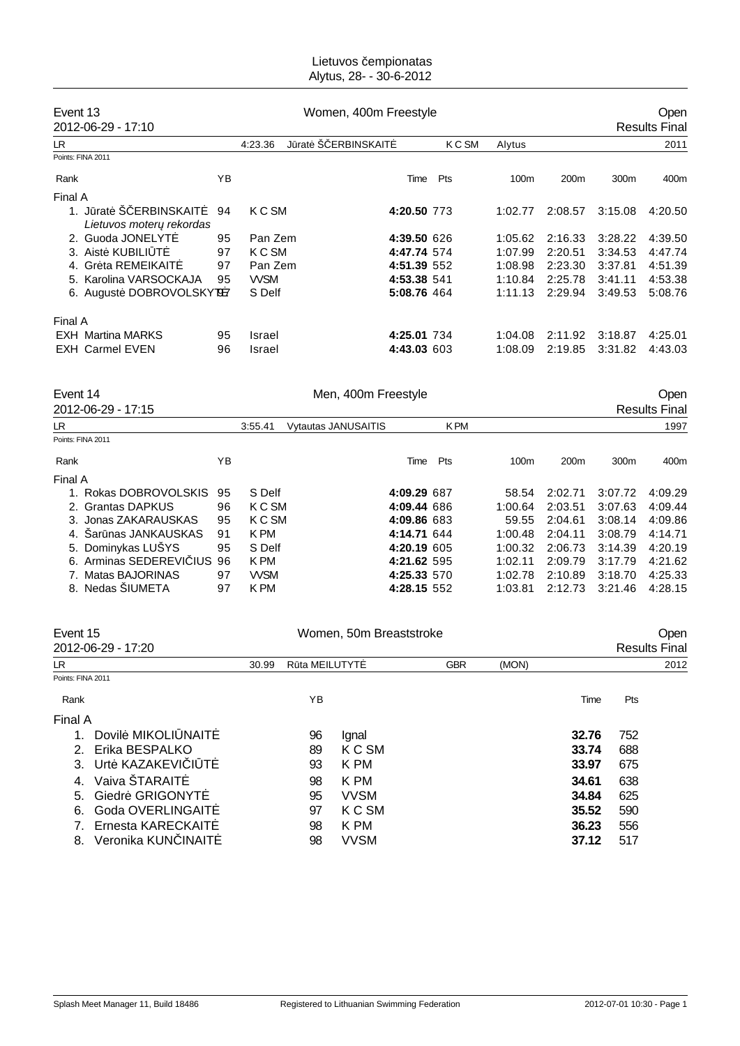# Lietuvos čempionatas
Alytus, 28- - 30-6-2012

## Event 13 — Women, 400m Freestyle — Open
2012-06-29 - 17:10 — Results Final

LR | 4:23.36 | Jūratė ŠČERBINSKAITĖ | K C SM | Alytus | 2011

Points: FINA 2011

| Rank | | YB | | Time | Pts | 100m | 200m | 300m | 400m |
|---|---|---|---|---|---|---|---|---|---|
| **Final A** | | | | | | | | | |
| 1. | Jūratė ŠČERBINSKAITĖ *Lietuvos moterų rekordas* | 94 | K C SM | **4:20.50** | 773 | 1:02.77 | 2:08.57 | 3:15.08 | 4:20.50 |
| 2. | Guoda JONELYTĖ | 95 | Pan Zem | **4:39.50** | 626 | 1:05.62 | 2:16.33 | 3:28.22 | 4:39.50 |
| 3. | Aistė KUBILIŪTĖ | 97 | K C SM | **4:47.74** | 574 | 1:07.99 | 2:20.51 | 3:34.53 | 4:47.74 |
| 4. | Grėta REMEIKAITĖ | 97 | Pan Zem | **4:51.39** | 552 | 1:08.98 | 2:23.30 | 3:37.81 | 4:51.39 |
| 5. | Karolina VARSOCKAJA | 95 | VVSM | **4:53.38** | 541 | 1:10.84 | 2:25.78 | 3:41.11 | 4:53.38 |
| 6. | Augustė DOBROVOLSKYTĖ | 97 | S Delf | **5:08.76** | 464 | 1:11.13 | 2:29.94 | 3:49.53 | 5:08.76 |
| **Final A** | | | | | | | | | |
| EXH | Martina MARKS | 95 | Israel | **4:25.01** | 734 | 1:04.08 | 2:11.92 | 3:18.87 | 4:25.01 |
| EXH | Carmel EVEN | 96 | Israel | **4:43.03** | 603 | 1:08.09 | 2:19.85 | 3:31.82 | 4:43.03 |

## Event 14 — Men, 400m Freestyle — Open
2012-06-29 - 17:15 — Results Final

LR | 3:55.41 | Vytautas JANUSAITIS | K PM | 1997

Points: FINA 2011

| Rank | | YB | | Time | Pts | 100m | 200m | 300m | 400m |
|---|---|---|---|---|---|---|---|---|---|
| **Final A** | | | | | | | | | |
| 1. | Rokas DOBROVOLSKIS | 95 | S Delf | **4:09.29** | 687 | 58.54 | 2:02.71 | 3:07.72 | 4:09.29 |
| 2. | Grantas DAPKUS | 96 | K C SM | **4:09.44** | 686 | 1:00.64 | 2:03.51 | 3:07.63 | 4:09.44 |
| 3. | Jonas ZAKARAUSKAS | 95 | K C SM | **4:09.86** | 683 | 59.55 | 2:04.61 | 3:08.14 | 4:09.86 |
| 4. | Šarūnas JANKAUSKAS | 91 | K PM | **4:14.71** | 644 | 1:00.48 | 2:04.11 | 3:08.79 | 4:14.71 |
| 5. | Dominykas LUŠYS | 95 | S Delf | **4:20.19** | 605 | 1:00.32 | 2:06.73 | 3:14.39 | 4:20.19 |
| 6. | Arminas SEDEREVIČIUS | 96 | K PM | **4:21.62** | 595 | 1:02.11 | 2:09.79 | 3:17.79 | 4:21.62 |
| 7. | Matas BAJORINAS | 97 | VVSM | **4:25.33** | 570 | 1:02.78 | 2:10.89 | 3:18.70 | 4:25.33 |
| 8. | Nedas ŠIUMETA | 97 | K PM | **4:28.15** | 552 | 1:03.81 | 2:12.73 | 3:21.46 | 4:28.15 |

## Event 15 — Women, 50m Breaststroke — Open
2012-06-29 - 17:20 — Results Final

LR | 30.99 | Rūta MEILUTYTĖ | GBR | (MON) | 2012

Points: FINA 2011

| Rank | | YB | | Time | Pts |
|---|---|---|---|---|---|
| **Final A** | | | | | |
| 1. | Dovilė MIKOLIŪNAITĖ | 96 | Ignal | **32.76** | 752 |
| 2. | Erika BESPALKO | 89 | K C SM | **33.74** | 688 |
| 3. | Urtė KAZAKEVIČIŪTĖ | 93 | K PM | **33.97** | 675 |
| 4. | Vaiva ŠTARAITĖ | 98 | K PM | **34.61** | 638 |
| 5. | Giedrė GRIGONYTĖ | 95 | VVSM | **34.84** | 625 |
| 6. | Goda OVERLINGAITĖ | 97 | K C SM | **35.52** | 590 |
| 7. | Ernesta KARECKAITĖ | 98 | K PM | **36.23** | 556 |
| 8. | Veronika KUNČINAITĖ | 98 | VVSM | **37.12** | 517 |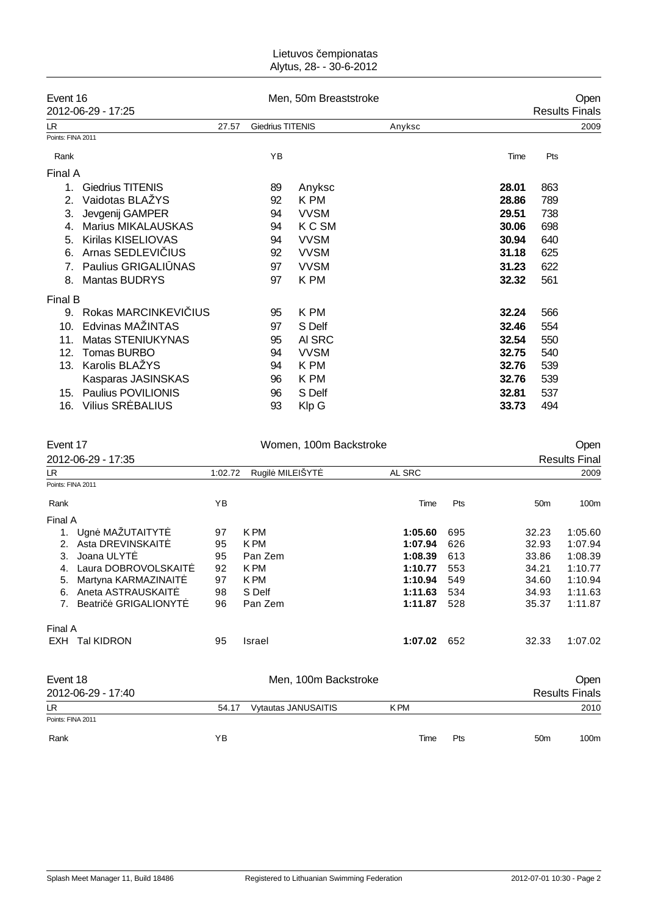Lietuvos čempionatas
Alytus, 28- - 30-6-2012

## Event 16 — Men, 50m Breaststroke — Open

2012-06-29 - 17:25 — Results Finals

| LR | 27.57 | Giedrius TITENIS | Anyksc | 2009 |
|---|---|---|---|---|

Points: FINA 2011

| Rank | | YB | | Time | Pts |
|---|---|---|---|---|---|
| **Final A** | | | | | |
| 1. | Giedrius TITENIS | 89 | Anyksc | **28.01** | 863 |
| 2. | Vaidotas BLAŽYS | 92 | K PM | **28.86** | 789 |
| 3. | Jevgenij GAMPER | 94 | VVSM | **29.51** | 738 |
| 4. | Marius MIKALAUSKAS | 94 | K C SM | **30.06** | 698 |
| 5. | Kirilas KISELIOVAS | 94 | VVSM | **30.94** | 640 |
| 6. | Arnas SEDLEVIČIUS | 92 | VVSM | **31.18** | 625 |
| 7. | Paulius GRIGALIŪNAS | 97 | VVSM | **31.23** | 622 |
| 8. | Mantas BUDRYS | 97 | K PM | **32.32** | 561 |
| **Final B** | | | | | |
| 9. | Rokas MARCINKEVIČIUS | 95 | K PM | **32.24** | 566 |
| 10. | Edvinas MAŽINTAS | 97 | S Delf | **32.46** | 554 |
| 11. | Matas STENIUKYNAS | 95 | Al SRC | **32.54** | 550 |
| 12. | Tomas BURBO | 94 | VVSM | **32.75** | 540 |
| 13. | Karolis BLAŽYS | 94 | K PM | **32.76** | 539 |
| | Kasparas JASINSKAS | 96 | K PM | **32.76** | 539 |
| 15. | Paulius POVILIONIS | 96 | S Delf | **32.81** | 537 |
| 16. | Vilius SRĖBALIUS | 93 | Klp G | **33.73** | 494 |

## Event 17 — Women, 100m Backstroke — Open

2012-06-29 - 17:35 — Results Final

| LR | 1:02.72 | Rugilė MILEIŠYTĖ | AL SRC | 2009 |
|---|---|---|---|---|

Points: FINA 2011

| Rank | | YB | | Time | Pts | 50m | 100m |
|---|---|---|---|---|---|---|---|
| **Final A** | | | | | | | |
| 1. | Ugnė MAŽUTAITYTĖ | 97 | K PM | **1:05.60** | 695 | 32.23 | 1:05.60 |
| 2. | Asta DREVINSKAITĖ | 95 | K PM | **1:07.94** | 626 | 32.93 | 1:07.94 |
| 3. | Joana ULYTĖ | 95 | Pan Zem | **1:08.39** | 613 | 33.86 | 1:08.39 |
| 4. | Laura DOBROVOLSKAITĖ | 92 | K PM | **1:10.77** | 553 | 34.21 | 1:10.77 |
| 5. | Martyna KARMAZINAITĖ | 97 | K PM | **1:10.94** | 549 | 34.60 | 1:10.94 |
| 6. | Aneta ASTRAUSKAITĖ | 98 | S Delf | **1:11.63** | 534 | 34.93 | 1:11.63 |
| 7. | Beatričė GRIGALIONYTĖ | 96 | Pan Zem | **1:11.87** | 528 | 35.37 | 1:11.87 |
| **Final A** | | | | | | | |
| EXH | Tal KIDRON | 95 | Israel | **1:07.02** | 652 | 32.33 | 1:07.02 |

## Event 18 — Men, 100m Backstroke — Open

2012-06-29 - 17:40 — Results Finals

| LR | 54.17 | Vytautas JANUSAITIS | K PM | 2010 |
|---|---|---|---|---|

Points: FINA 2011

| Rank | | YB | | Time | Pts | 50m | 100m |
|---|---|---|---|---|---|---|---|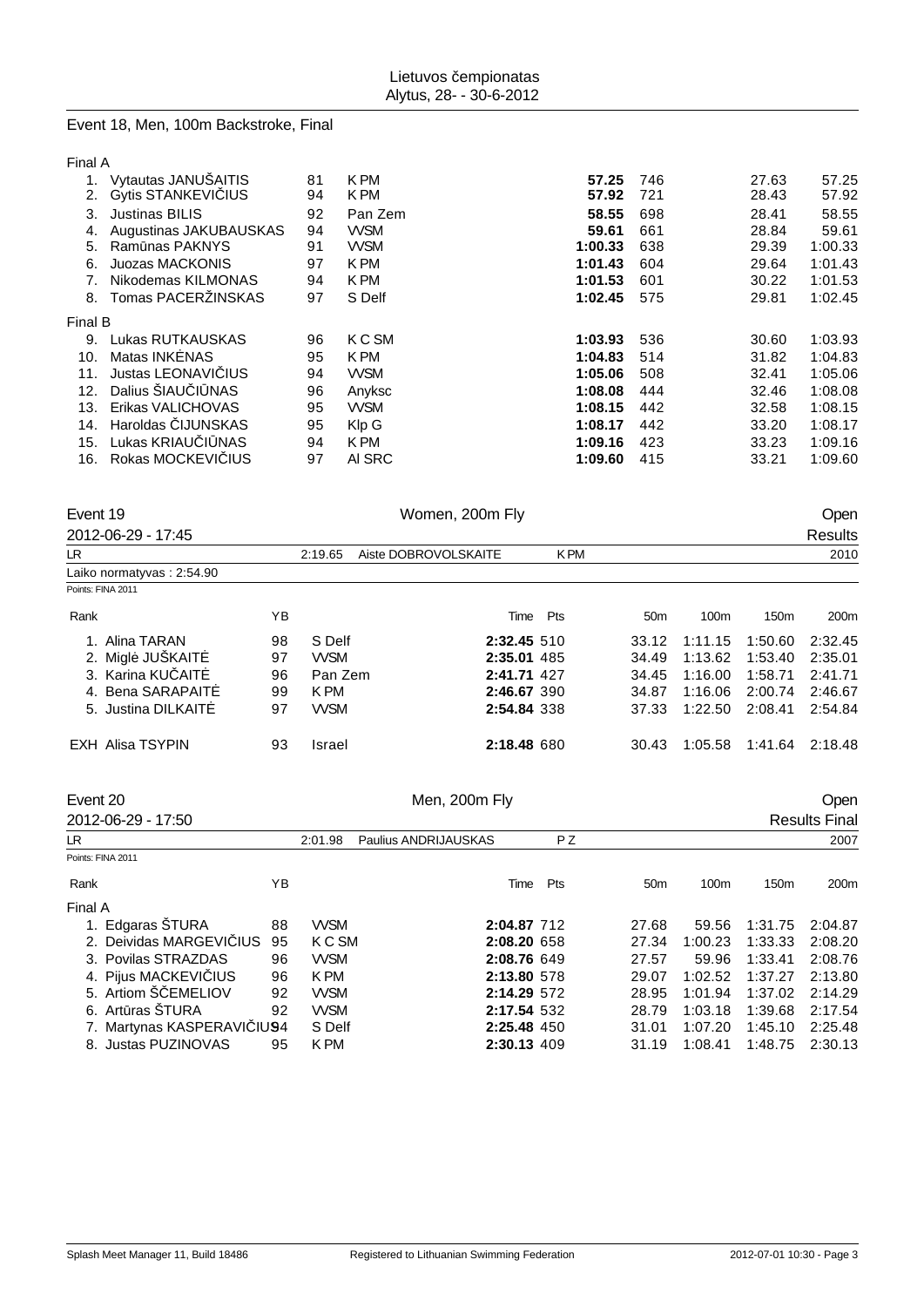Lietuvos čempionatas
Alytus, 28- - 30-6-2012

## Event 18, Men, 100m Backstroke, Final

Final A

| Rank | Name | YB | Club | Time | Pts | 50m | 100m |
|---|---|---|---|---|---|---|---|
| 1. | Vytautas JANUŠAITIS | 81 | K PM | **57.25** | 746 | 27.63 | 57.25 |
| 2. | Gytis STANKEVIČIUS | 94 | K PM | **57.92** | 721 | 28.43 | 57.92 |
| 3. | Justinas BILIS | 92 | Pan Zem | **58.55** | 698 | 28.41 | 58.55 |
| 4. | Augustinas JAKUBAUSKAS | 94 | VVSM | **59.61** | 661 | 28.84 | 59.61 |
| 5. | Ramūnas PAKNYS | 91 | VVSM | **1:00.33** | 638 | 29.39 | 1:00.33 |
| 6. | Juozas MACKONIS | 97 | K PM | **1:01.43** | 604 | 29.64 | 1:01.43 |
| 7. | Nikodemas KILMONAS | 94 | K PM | **1:01.53** | 601 | 30.22 | 1:01.53 |
| 8. | Tomas PACERŽINSKAS | 97 | S Delf | **1:02.45** | 575 | 29.81 | 1:02.45 |

Final B

| Rank | Name | YB | Club | Time | Pts | 50m | 100m |
|---|---|---|---|---|---|---|---|
| 9. | Lukas RUTKAUSKAS | 96 | K C SM | **1:03.93** | 536 | 30.60 | 1:03.93 |
| 10. | Matas INKĖNAS | 95 | K PM | **1:04.83** | 514 | 31.82 | 1:04.83 |
| 11. | Justas LEONAVIČIUS | 94 | VVSM | **1:05.06** | 508 | 32.41 | 1:05.06 |
| 12. | Dalius ŠIAUČIŪNAS | 96 | Anyksc | **1:08.08** | 444 | 32.46 | 1:08.08 |
| 13. | Erikas VALICHOVAS | 95 | VVSM | **1:08.15** | 442 | 32.58 | 1:08.15 |
| 14. | Haroldas ČIJUNSKAS | 95 | Klp G | **1:08.17** | 442 | 33.20 | 1:08.17 |
| 15. | Lukas KRIAUČIŪNAS | 94 | K PM | **1:09.16** | 423 | 33.23 | 1:09.16 |
| 16. | Rokas MOCKEVIČIUS | 97 | Al SRC | **1:09.60** | 415 | 33.21 | 1:09.60 |

## Event 19 — Women, 200m Fly — Open

2012-06-29 - 17:45 — Results

LR: 2:19.65 Aiste DOBROVOLSKAITE K PM 2010

Laiko normatyvas : 2:54.90

Points: FINA 2011

| Rank | Name | YB | Club | Time | Pts | 50m | 100m | 150m | 200m |
|---|---|---|---|---|---|---|---|---|---|
| 1. | Alina TARAN | 98 | S Delf | **2:32.45** | 510 | 33.12 | 1:11.15 | 1:50.60 | 2:32.45 |
| 2. | Miglė JUŠKAITĖ | 97 | VVSM | **2:35.01** | 485 | 34.49 | 1:13.62 | 1:53.40 | 2:35.01 |
| 3. | Karina KUČAITĖ | 96 | Pan Zem | **2:41.71** | 427 | 34.45 | 1:16.00 | 1:58.71 | 2:41.71 |
| 4. | Bena SARAPAITĖ | 99 | K PM | **2:46.67** | 390 | 34.87 | 1:16.06 | 2:00.74 | 2:46.67 |
| 5. | Justina DILKAITĖ | 97 | VVSM | **2:54.84** | 338 | 37.33 | 1:22.50 | 2:08.41 | 2:54.84 |
| EXH | Alisa TSYPIN | 93 | Israel | **2:18.48** | 680 | 30.43 | 1:05.58 | 1:41.64 | 2:18.48 |

## Event 20 — Men, 200m Fly — Open

2012-06-29 - 17:50 — Results Final

LR: 2:01.98 Paulius ANDRIJAUSKAS P Z 2007

Points: FINA 2011

Final A

| Rank | Name | YB | Club | Time | Pts | 50m | 100m | 150m | 200m |
|---|---|---|---|---|---|---|---|---|---|
| 1. | Edgaras ŠTURA | 88 | VVSM | **2:04.87** | 712 | 27.68 | 59.56 | 1:31.75 | 2:04.87 |
| 2. | Deividas MARGEVIČIUS | 95 | K C SM | **2:08.20** | 658 | 27.34 | 1:00.23 | 1:33.33 | 2:08.20 |
| 3. | Povilas STRAZDAS | 96 | VVSM | **2:08.76** | 649 | 27.57 | 59.96 | 1:33.41 | 2:08.76 |
| 4. | Pijus MACKEVIČIUS | 96 | K PM | **2:13.80** | 578 | 29.07 | 1:02.52 | 1:37.27 | 2:13.80 |
| 5. | Artiom ŠČEMELIOV | 92 | VVSM | **2:14.29** | 572 | 28.95 | 1:01.94 | 1:37.02 | 2:14.29 |
| 6. | Artūras ŠTURA | 92 | VVSM | **2:17.54** | 532 | 28.79 | 1:03.18 | 1:39.68 | 2:17.54 |
| 7. | Martynas KASPERAVIČIUS | 94 | S Delf | **2:25.48** | 450 | 31.01 | 1:07.20 | 1:45.10 | 2:25.48 |
| 8. | Justas PUZINOVAS | 95 | K PM | **2:30.13** | 409 | 31.19 | 1:08.41 | 1:48.75 | 2:30.13 |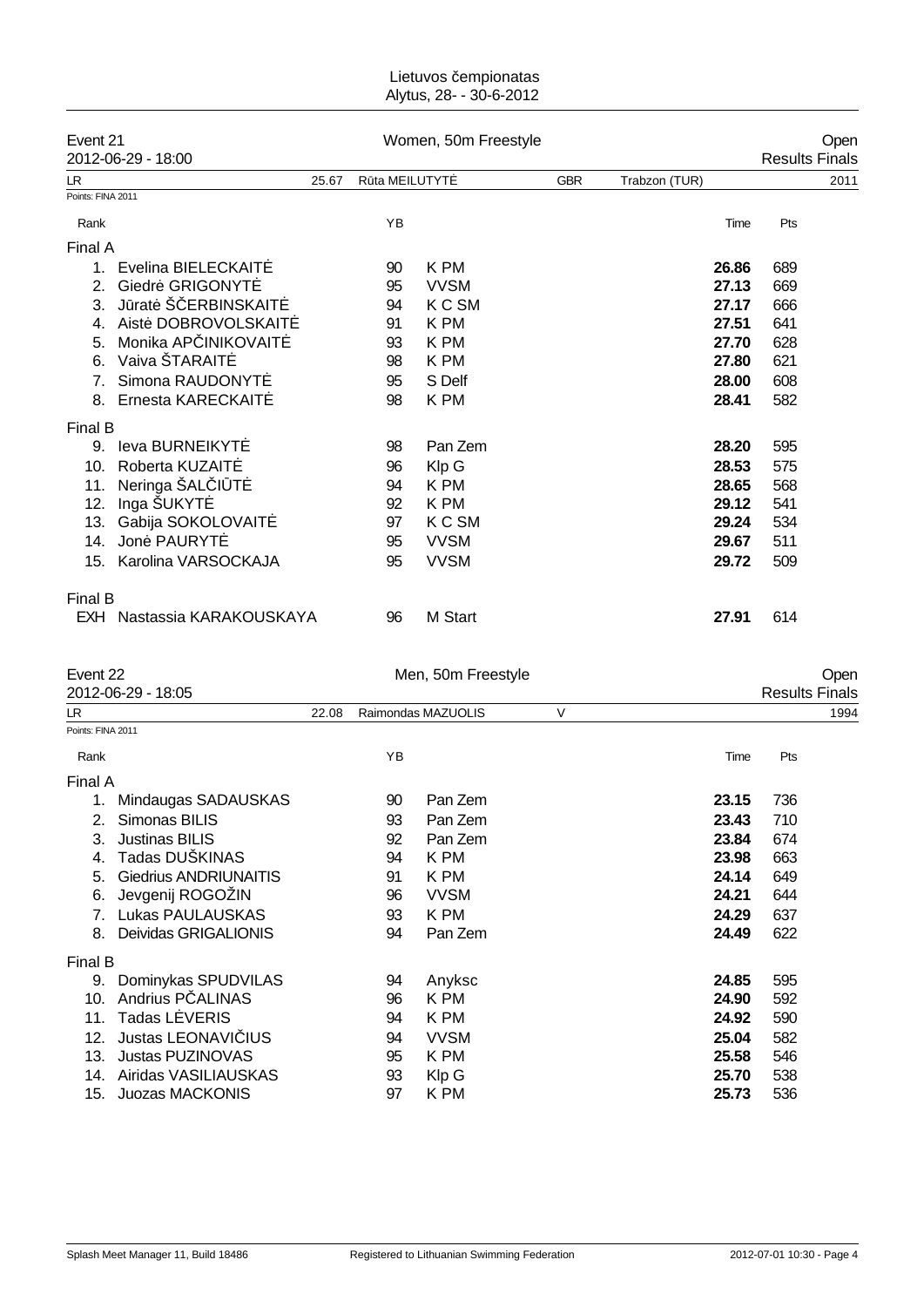Lietuvos čempionatas
Alytus, 28- - 30-6-2012

## Event 21 — Women, 50m Freestyle — Open

2012-06-29 - 18:00 — Results Finals

| LR | 25.67 | Rūta MEILUTYTĖ | GBR | Trabzon (TUR) | 2011 |
|---|---|---|---|---|---|

Points: FINA 2011

| Rank | | YB | | Time | Pts |
|---|---|---|---|---|---|
| **Final A** | | | | | |
| 1. | Evelina BIELECKAITĖ | 90 | K PM | **26.86** | 689 |
| 2. | Giedrė GRIGONYTĖ | 95 | VVSM | **27.13** | 669 |
| 3. | Jūratė ŠČERBINSKAITĖ | 94 | K C SM | **27.17** | 666 |
| 4. | Aistė DOBROVOLSKAITĖ | 91 | K PM | **27.51** | 641 |
| 5. | Monika APČINIKOVAITĖ | 93 | K PM | **27.70** | 628 |
| 6. | Vaiva ŠTARAITĖ | 98 | K PM | **27.80** | 621 |
| 7. | Simona RAUDONYTĖ | 95 | S Delf | **28.00** | 608 |
| 8. | Ernesta KARECKAITĖ | 98 | K PM | **28.41** | 582 |
| **Final B** | | | | | |
| 9. | Ieva BURNEIKYTĖ | 98 | Pan Zem | **28.20** | 595 |
| 10. | Roberta KUZAITĖ | 96 | Klp G | **28.53** | 575 |
| 11. | Neringa ŠALČIŪTĖ | 94 | K PM | **28.65** | 568 |
| 12. | Inga ŠUKYTĖ | 92 | K PM | **29.12** | 541 |
| 13. | Gabija SOKOLOVAITĖ | 97 | K C SM | **29.24** | 534 |
| 14. | Jonė PAURYTĖ | 95 | VVSM | **29.67** | 511 |
| 15. | Karolina VARSOCKAJA | 95 | VVSM | **29.72** | 509 |
| **Final B** | | | | | |
| EXH | Nastassia KARAKOUSKAYA | 96 | M Start | **27.91** | 614 |

## Event 22 — Men, 50m Freestyle — Open

2012-06-29 - 18:05 — Results Finals

| LR | 22.08 | Raimondas MAZUOLIS | V | | 1994 |
|---|---|---|---|---|---|

Points: FINA 2011

| Rank | | YB | | Time | Pts |
|---|---|---|---|---|---|
| **Final A** | | | | | |
| 1. | Mindaugas SADAUSKAS | 90 | Pan Zem | **23.15** | 736 |
| 2. | Simonas BILIS | 93 | Pan Zem | **23.43** | 710 |
| 3. | Justinas BILIS | 92 | Pan Zem | **23.84** | 674 |
| 4. | Tadas DUŠKINAS | 94 | K PM | **23.98** | 663 |
| 5. | Giedrius ANDRIUNAITIS | 91 | K PM | **24.14** | 649 |
| 6. | Jevgenij ROGOŽIN | 96 | VVSM | **24.21** | 644 |
| 7. | Lukas PAULAUSKAS | 93 | K PM | **24.29** | 637 |
| 8. | Deividas GRIGALIONIS | 94 | Pan Zem | **24.49** | 622 |
| **Final B** | | | | | |
| 9. | Dominykas SPUDVILAS | 94 | Anyksc | **24.85** | 595 |
| 10. | Andrius PČALINAS | 96 | K PM | **24.90** | 592 |
| 11. | Tadas LĖVERIS | 94 | K PM | **24.92** | 590 |
| 12. | Justas LEONAVIČIUS | 94 | VVSM | **25.04** | 582 |
| 13. | Justas PUZINOVAS | 95 | K PM | **25.58** | 546 |
| 14. | Airidas VASILIAUSKAS | 93 | Klp G | **25.70** | 538 |
| 15. | Juozas MACKONIS | 97 | K PM | **25.73** | 536 |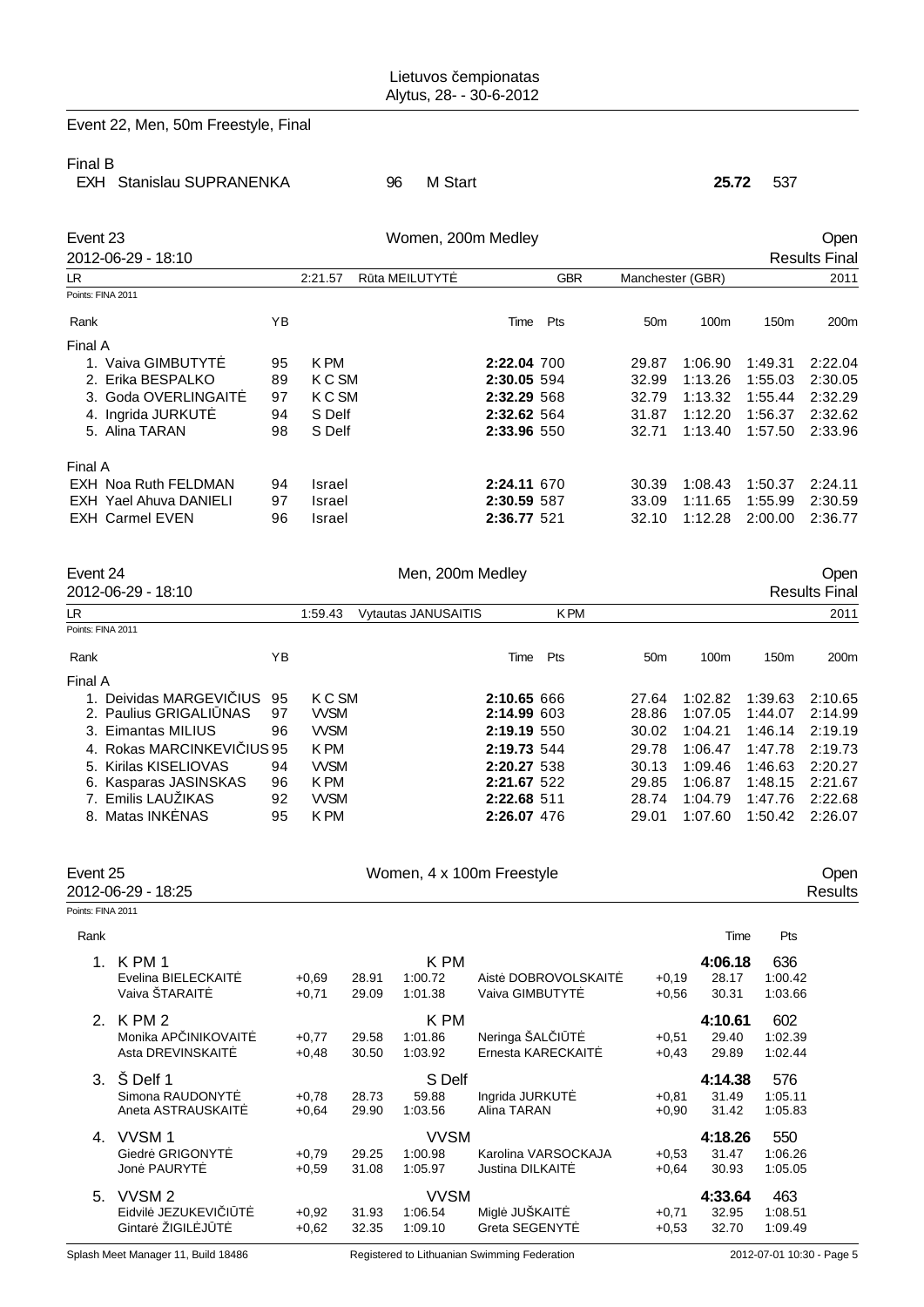Event 22, Men, 50m Freestyle, Final

Final B

| | | | | | |
|---|---|---|---|---|---|
| EXH | Stanislau SUPRANENKA | 96 | M Start | **25.72** | 537 |

## Event 23 — Women, 200m Medley — Open

2012-06-29 - 18:10 — Results Final

LR: 2:21.57 Rūta MEILUTYTĖ GBR Manchester (GBR) 2011

Points: FINA 2011

| Rank | | YB | | Time | Pts | 50m | 100m | 150m | 200m |
|---|---|---|---|---|---|---|---|---|---|
| **Final A** | | | | | | | | | |
| 1. | Vaiva GIMBUTYTĖ | 95 | K PM | **2:22.04** | 700 | 29.87 | 1:06.90 | 1:49.31 | 2:22.04 |
| 2. | Erika BESPALKO | 89 | K C SM | **2:30.05** | 594 | 32.99 | 1:13.26 | 1:55.03 | 2:30.05 |
| 3. | Goda OVERLINGAITĖ | 97 | K C SM | **2:32.29** | 568 | 32.79 | 1:13.32 | 1:55.44 | 2:32.29 |
| 4. | Ingrida JURKUTĖ | 94 | S Delf | **2:32.62** | 564 | 31.87 | 1:12.20 | 1:56.37 | 2:32.62 |
| 5. | Alina TARAN | 98 | S Delf | **2:33.96** | 550 | 32.71 | 1:13.40 | 1:57.50 | 2:33.96 |
| **Final A** | | | | | | | | | |
| EXH | Noa Ruth FELDMAN | 94 | Israel | **2:24.11** | 670 | 30.39 | 1:08.43 | 1:50.37 | 2:24.11 |
| EXH | Yael Ahuva DANIELI | 97 | Israel | **2:30.59** | 587 | 33.09 | 1:11.65 | 1:55.99 | 2:30.59 |
| EXH | Carmel EVEN | 96 | Israel | **2:36.77** | 521 | 32.10 | 1:12.28 | 2:00.00 | 2:36.77 |

## Event 24 — Men, 200m Medley — Open

2012-06-29 - 18:10 — Results Final

LR: 1:59.43 Vytautas JANUSAITIS K PM 2011

Points: FINA 2011

| Rank | | YB | | Time | Pts | 50m | 100m | 150m | 200m |
|---|---|---|---|---|---|---|---|---|---|
| **Final A** | | | | | | | | | |
| 1. | Deividas MARGEVIČIUS | 95 | K C SM | **2:10.65** | 666 | 27.64 | 1:02.82 | 1:39.63 | 2:10.65 |
| 2. | Paulius GRIGALIŪNAS | 97 | VVSM | **2:14.99** | 603 | 28.86 | 1:07.05 | 1:44.07 | 2:14.99 |
| 3. | Eimantas MILIUS | 96 | VVSM | **2:19.19** | 550 | 30.02 | 1:04.21 | 1:46.14 | 2:19.19 |
| 4. | Rokas MARCINKEVIČIUS | 95 | K PM | **2:19.73** | 544 | 29.78 | 1:06.47 | 1:47.78 | 2:19.73 |
| 5. | Kirilas KISELIOVAS | 94 | VVSM | **2:20.27** | 538 | 30.13 | 1:09.46 | 1:46.63 | 2:20.27 |
| 6. | Kasparas JASINSKAS | 96 | K PM | **2:21.67** | 522 | 29.85 | 1:06.87 | 1:48.15 | 2:21.67 |
| 7. | Emilis LAUŽIKAS | 92 | VVSM | **2:22.68** | 511 | 28.74 | 1:04.79 | 1:47.76 | 2:22.68 |
| 8. | Matas INKĖNAS | 95 | K PM | **2:26.07** | 476 | 29.01 | 1:07.60 | 1:50.42 | 2:26.07 |

## Event 25 — Women, 4 x 100m Freestyle — Open

2012-06-29 - 18:25 — Results

Points: FINA 2011

| Rank | Team / Swimmer | RT | 50m | 100m | Swimmer | RT | Time / 50m | Pts / 100m |
|---|---|---|---|---|---|---|---|---|
| 1. | **K PM 1** | | | K PM | | | **4:06.18** | 636 |
| | Evelina BIELECKAITĖ | +0,69 | 28.91 | 1:00.72 | Aistė DOBROVOLSKAITĖ | +0,19 | 28.17 | 1:00.42 |
| | Vaiva ŠTARAITĖ | +0,71 | 29.09 | 1:01.38 | Vaiva GIMBUTYTĖ | +0,56 | 30.31 | 1:03.66 |
| 2. | **K PM 2** | | | K PM | | | **4:10.61** | 602 |
| | Monika APČINIKOVAITĖ | +0,77 | 29.58 | 1:01.86 | Neringa ŠALČIŪTĖ | +0,51 | 29.40 | 1:02.39 |
| | Asta DREVINSKAITĖ | +0,48 | 30.50 | 1:03.92 | Ernesta KARECKAITĖ | +0,43 | 29.89 | 1:02.44 |
| 3. | **Š Delf 1** | | | S Delf | | | **4:14.38** | 576 |
| | Simona RAUDONYTĖ | +0,78 | 28.73 | 59.88 | Ingrida JURKUTĖ | +0,81 | 31.49 | 1:05.11 |
| | Aneta ASTRAUSKAITĖ | +0,64 | 29.90 | 1:03.56 | Alina TARAN | +0,90 | 31.42 | 1:05.83 |
| 4. | **VVSM 1** | | | VVSM | | | **4:18.26** | 550 |
| | Giedrė GRIGONYTĖ | +0,79 | 29.25 | 1:00.98 | Karolina VARSOCKAJA | +0,53 | 31.47 | 1:06.26 |
| | Jonė PAURYTĖ | +0,59 | 31.08 | 1:05.97 | Justina DILKAITĖ | +0,64 | 30.93 | 1:05.05 |
| 5. | **VVSM 2** | | | VVSM | | | **4:33.64** | 463 |
| | Eidvilė JEZUKEVIČIŪTĖ | +0,92 | 31.93 | 1:06.54 | Miglė JUŠKAITĖ | +0,71 | 32.95 | 1:08.51 |
| | Gintarė ŽIGILĖJŪTĖ | +0,62 | 32.35 | 1:09.10 | Greta SEGENYTĖ | +0,53 | 32.70 | 1:09.49 |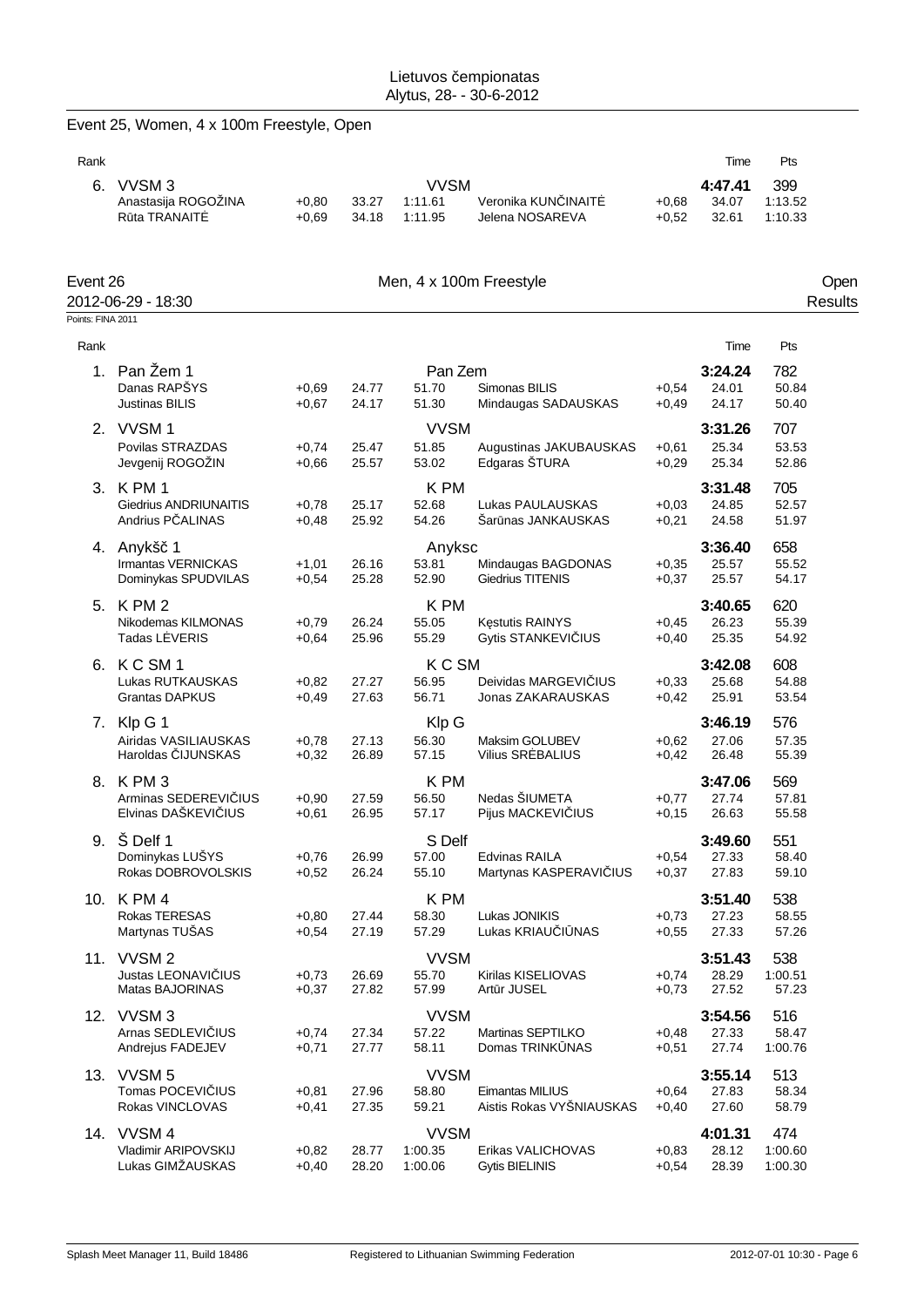Lietuvos čempionatas
Alytus, 28- - 30-6-2012

## Event 25, Women, 4 x 100m Freestyle, Open

| Rank | | | | | | | | Time | Pts |
|---|---|---|---|---|---|---|---|---|---|
| 6. | VVSM 3 | | | VVSM | | | | **4:47.41** | 399 |
| | Anastasija ROGOŽINA | +0,80 | 33.27 | 1:11.61 | Veronika KUNČINAITĖ | +0,68 | 34.07 | 1:13.52 | |
| | Rūta TRANAITĖ | +0,69 | 34.18 | 1:11.95 | Jelena NOSAREVA | +0,52 | 32.61 | 1:10.33 | |

## Event 26 — Men, 4 x 100m Freestyle — Open

2012-06-29 - 18:30 — Results

Points: FINA 2011

| Rank | | | | | | | | Time | Pts |
|---|---|---|---|---|---|---|---|---|---|
| 1. | Pan Žem 1 | | | Pan Zem | | | | **3:24.24** | 782 |
| | Danas RAPŠYS | +0,69 | 24.77 | 51.70 | Simonas BILIS | +0,54 | 24.01 | 50.84 | |
| | Justinas BILIS | +0,67 | 24.17 | 51.30 | Mindaugas SADAUSKAS | +0,49 | 24.17 | 50.40 | |
| 2. | VVSM 1 | | | VVSM | | | | **3:31.26** | 707 |
| | Povilas STRAZDAS | +0,74 | 25.47 | 51.85 | Augustinas JAKUBAUSKAS | +0,61 | 25.34 | 53.53 | |
| | Jevgenij ROGOŽIN | +0,66 | 25.57 | 53.02 | Edgaras ŠTURA | +0,29 | 25.34 | 52.86 | |
| 3. | K PM 1 | | | K PM | | | | **3:31.48** | 705 |
| | Giedrius ANDRIUNAITIS | +0,78 | 25.17 | 52.68 | Lukas PAULAUSKAS | +0,03 | 24.85 | 52.57 | |
| | Andrius PČALINAS | +0,48 | 25.92 | 54.26 | Šarūnas JANKAUSKAS | +0,21 | 24.58 | 51.97 | |
| 4. | Anykšč 1 | | | Anyksc | | | | **3:36.40** | 658 |
| | Irmantas VERNICKAS | +1,01 | 26.16 | 53.81 | Mindaugas BAGDONAS | +0,35 | 25.57 | 55.52 | |
| | Dominykas SPUDVILAS | +0,54 | 25.28 | 52.90 | Giedrius TITENIS | +0,37 | 25.57 | 54.17 | |
| 5. | K PM 2 | | | K PM | | | | **3:40.65** | 620 |
| | Nikodemas KILMONAS | +0,79 | 26.24 | 55.05 | Kęstutis RAINYS | +0,45 | 26.23 | 55.39 | |
| | Tadas LĖVERIS | +0,64 | 25.96 | 55.29 | Gytis STANKEVIČIUS | +0,40 | 25.35 | 54.92 | |
| 6. | K C SM 1 | | | K C SM | | | | **3:42.08** | 608 |
| | Lukas RUTKAUSKAS | +0,82 | 27.27 | 56.95 | Deividas MARGEVIČIUS | +0,33 | 25.68 | 54.88 | |
| | Grantas DAPKUS | +0,49 | 27.63 | 56.71 | Jonas ZAKARAUSKAS | +0,42 | 25.91 | 53.54 | |
| 7. | Klp G 1 | | | Klp G | | | | **3:46.19** | 576 |
| | Airidas VASILIAUSKAS | +0,78 | 27.13 | 56.30 | Maksim GOLUBEV | +0,62 | 27.06 | 57.35 | |
| | Haroldas ČIJUNSKAS | +0,32 | 26.89 | 57.15 | Vilius SRĖBALIUS | +0,42 | 26.48 | 55.39 | |
| 8. | K PM 3 | | | K PM | | | | **3:47.06** | 569 |
| | Arminas SEDEREVIČIUS | +0,90 | 27.59 | 56.50 | Nedas ŠIUMETA | +0,77 | 27.74 | 57.81 | |
| | Elvinas DAŠKEVIČIUS | +0,61 | 26.95 | 57.17 | Pijus MACKEVIČIUS | +0,15 | 26.63 | 55.58 | |
| 9. | Š Delf 1 | | | S Delf | | | | **3:49.60** | 551 |
| | Dominykas LUŠYS | +0,76 | 26.99 | 57.00 | Edvinas RAILA | +0,54 | 27.33 | 58.40 | |
| | Rokas DOBROVOLSKIS | +0,52 | 26.24 | 55.10 | Martynas KASPERAVIČIUS | +0,37 | 27.83 | 59.10 | |
| 10. | K PM 4 | | | K PM | | | | **3:51.40** | 538 |
| | Rokas TERESAS | +0,80 | 27.44 | 58.30 | Lukas JONIKIS | +0,73 | 27.23 | 58.55 | |
| | Martynas TUŠAS | +0,54 | 27.19 | 57.29 | Lukas KRIAUČIŪNAS | +0,55 | 27.33 | 57.26 | |
| 11. | VVSM 2 | | | VVSM | | | | **3:51.43** | 538 |
| | Justas LEONAVIČIUS | +0,73 | 26.69 | 55.70 | Kirilas KISELIOVAS | +0,74 | 28.29 | 1:00.51 | |
| | Matas BAJORINAS | +0,37 | 27.82 | 57.99 | Artūr JUSEL | +0,73 | 27.52 | 57.23 | |
| 12. | VVSM 3 | | | VVSM | | | | **3:54.56** | 516 |
| | Arnas SEDLEVIČIUS | +0,74 | 27.34 | 57.22 | Martinas SEPTILKO | +0,48 | 27.33 | 58.47 | |
| | Andrejus FADEJEV | +0,71 | 27.77 | 58.11 | Domas TRINKŪNAS | +0,51 | 27.74 | 1:00.76 | |
| 13. | VVSM 5 | | | VVSM | | | | **3:55.14** | 513 |
| | Tomas POCEVIČIUS | +0,81 | 27.96 | 58.80 | Eimantas MILIUS | +0,64 | 27.83 | 58.34 | |
| | Rokas VINCLOVAS | +0,41 | 27.35 | 59.21 | Aistis Rokas VYŠNIAUSKAS | +0,40 | 27.60 | 58.79 | |
| 14. | VVSM 4 | | | VVSM | | | | **4:01.31** | 474 |
| | Vladimir ARIPOVSKIJ | +0,82 | 28.77 | 1:00.35 | Erikas VALICHOVAS | +0,83 | 28.12 | 1:00.60 | |
| | Lukas GIMŽAUSKAS | +0,40 | 28.20 | 1:00.06 | Gytis BIELINIS | +0,54 | 28.39 | 1:00.30 | |